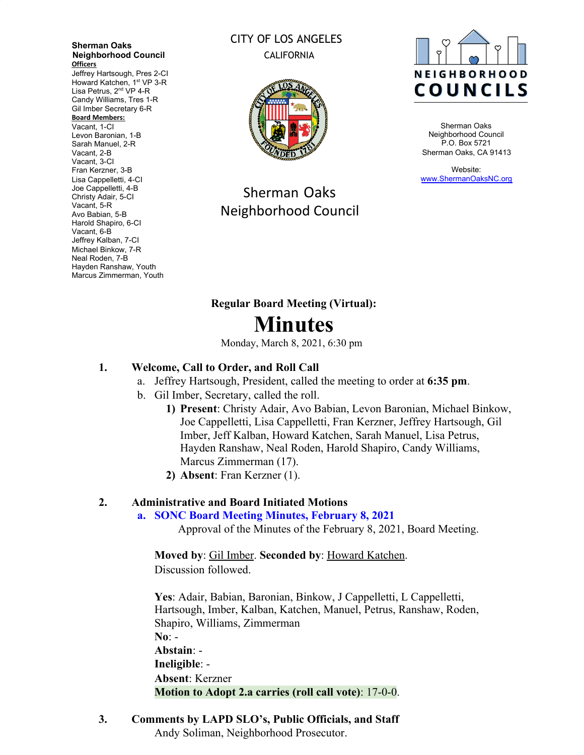**Sherman Oaks Neighborhood Council**

**Officers**
Jeffrey Hartsough, Pres 2-CI
Howard Katchen, 1st VP 3-R
Lisa Petrus, 2nd VP 4-R
Candy Williams, Tres 1-R
Gil Imber Secretary 6-R

**Board Members:**
Vacant, 1-CI
Levon Baronian, 1-B
Sarah Manuel, 2-R
Vacant, 2-B
Vacant, 3-CI
Fran Kerzner, 3-B
Lisa Cappelletti, 4-CI
Joe Cappelletti, 4-B
Christy Adair, 5-CI
Vacant, 5-R
Avo Babian, 5-B
Harold Shapiro, 6-CI
Vacant, 6-B
Jeffrey Kalban, 7-CI
Michael Binkow, 7-R
Neal Roden, 7-B
Hayden Ranshaw, Youth
Marcus Zimmerman, Youth

CITY OF LOS ANGELES
CALIFORNIA

Sherman Oaks
Neighborhood Council

NEIGHBORHOOD COUNCILS

Sherman Oaks
Neighborhood Council
P.O. Box 5721
Sherman Oaks, CA 91413

Website:
www.ShermanOaksNC.org

**Regular Board Meeting (Virtual):**

# Minutes

Monday, March 8, 2021, 6:30 pm

## 1. Welcome, Call to Order, and Roll Call

a. Jeffrey Hartsough, President, called the meeting to order at **6:35 pm**.

b. Gil Imber, Secretary, called the roll.

1) **Present**: Christy Adair, Avo Babian, Levon Baronian, Michael Binkow, Joe Cappelletti, Lisa Cappelletti, Fran Kerzner, Jeffrey Hartsough, Gil Imber, Jeff Kalban, Howard Katchen, Sarah Manuel, Lisa Petrus, Hayden Ranshaw, Neal Roden, Harold Shapiro, Candy Williams, Marcus Zimmerman (17).

2) **Absent**: Fran Kerzner (1).

## 2. Administrative and Board Initiated Motions

**a. SONC Board Meeting Minutes, February 8, 2021**

Approval of the Minutes of the February 8, 2021, Board Meeting.

**Moved by**: Gil Imber. **Seconded by**: Howard Katchen.
Discussion followed.

**Yes**: Adair, Babian, Baronian, Binkow, J Cappelletti, L Cappelletti, Hartsough, Imber, Kalban, Katchen, Manuel, Petrus, Ranshaw, Roden, Shapiro, Williams, Zimmerman
**No**: -
**Abstain**: -
**Ineligible**: -
**Absent**: Kerzner
**Motion to Adopt 2.a carries (roll call vote)**: 17-0-0.

## 3. Comments by LAPD SLO's, Public Officials, and Staff

Andy Soliman, Neighborhood Prosecutor.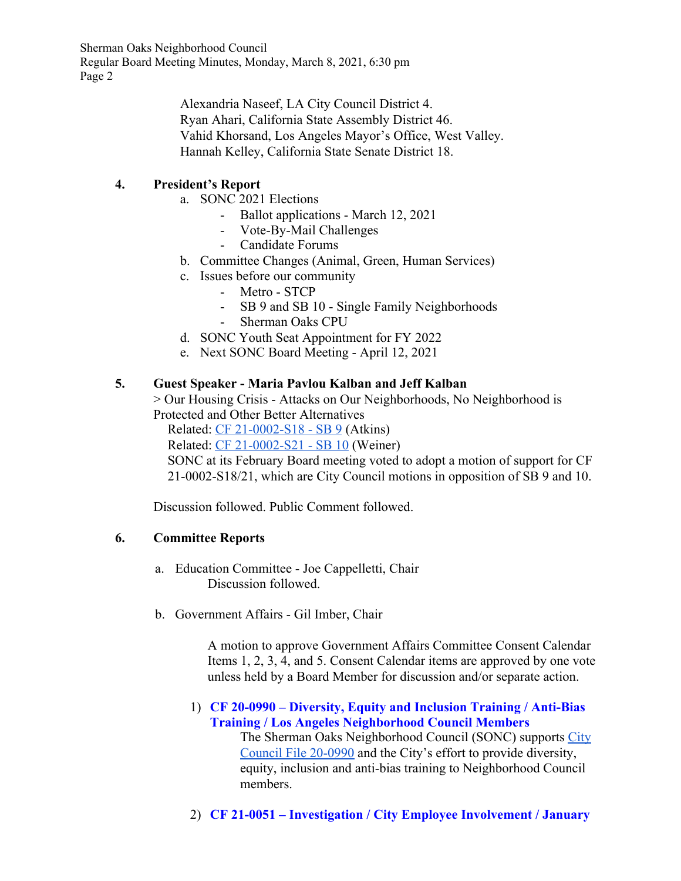Alexandria Naseef, LA City Council District 4.
Ryan Ahari, California State Assembly District 46.
Vahid Khorsand, Los Angeles Mayor's Office, West Valley.
Hannah Kelley, California State Senate District 18.

**4. President's Report**

a. SONC 2021 Elections
   - Ballot applications - March 12, 2021
   - Vote-By-Mail Challenges
   - Candidate Forums

b. Committee Changes (Animal, Green, Human Services)

c. Issues before our community
   - Metro - STCP
   - SB 9 and SB 10 - Single Family Neighborhoods
   - Sherman Oaks CPU

d. SONC Youth Seat Appointment for FY 2022

e. Next SONC Board Meeting - April 12, 2021

**5. Guest Speaker - Maria Pavlou Kalban and Jeff Kalban**

> Our Housing Crisis - Attacks on Our Neighborhoods, No Neighborhood is Protected and Other Better Alternatives

Related: CF 21-0002-S18 - SB 9 (Atkins)
Related: CF 21-0002-S21 - SB 10 (Weiner)
SONC at its February Board meeting voted to adopt a motion of support for CF 21-0002-S18/21, which are City Council motions in opposition of SB 9 and 10.

Discussion followed. Public Comment followed.

**6. Committee Reports**

a. Education Committee - Joe Cappelletti, Chair
   Discussion followed.

b. Government Affairs - Gil Imber, Chair

   A motion to approve Government Affairs Committee Consent Calendar Items 1, 2, 3, 4, and 5. Consent Calendar items are approved by one vote unless held by a Board Member for discussion and/or separate action.

   1) **CF 20-0990 – Diversity, Equity and Inclusion Training / Anti-Bias Training / Los Angeles Neighborhood Council Members**
      The Sherman Oaks Neighborhood Council (SONC) supports City Council File 20-0990 and the City's effort to provide diversity, equity, inclusion and anti-bias training to Neighborhood Council members.

   2) **CF 21-0051 – Investigation / City Employee Involvement / January**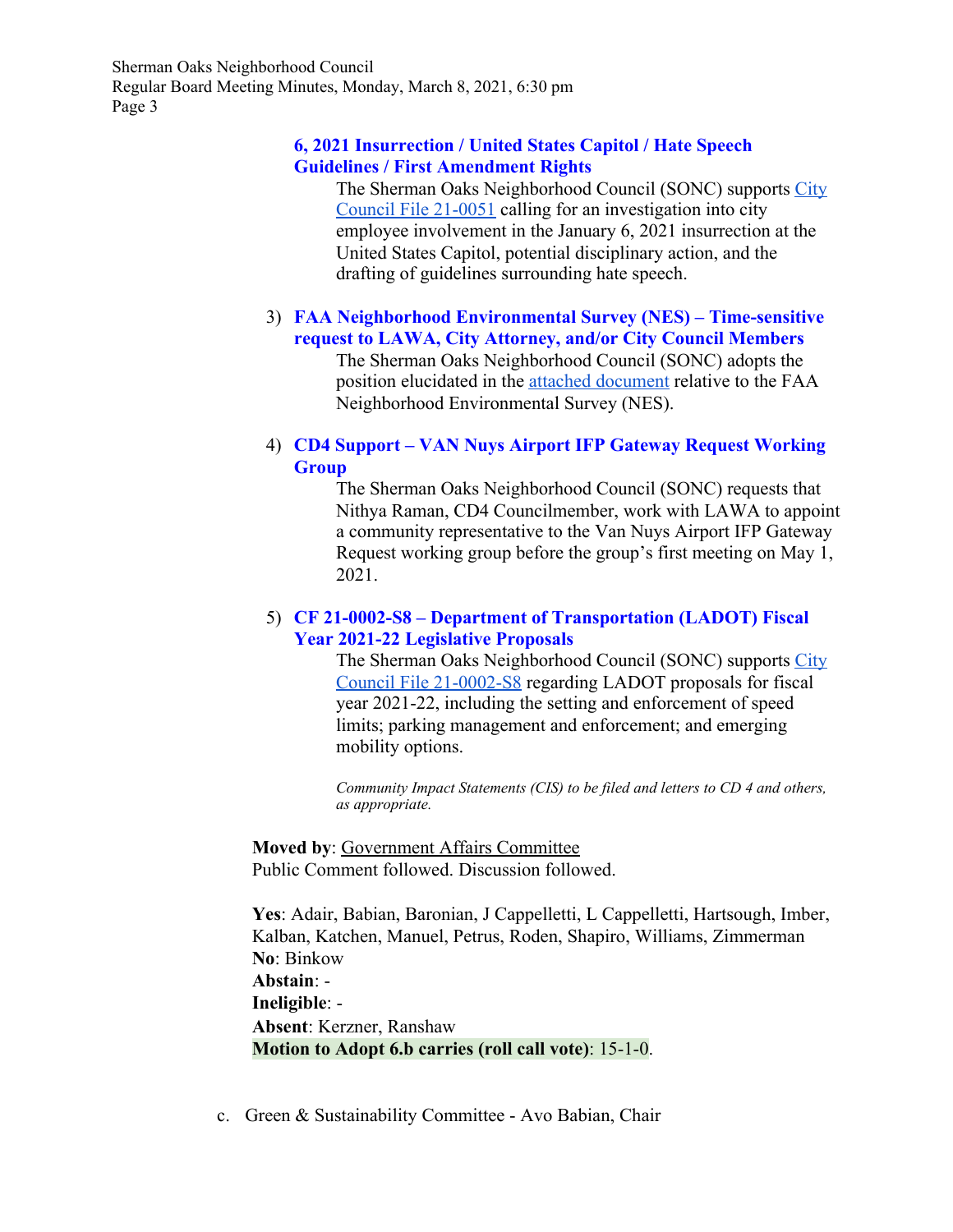**6, 2021 Insurrection / United States Capitol / Hate Speech Guidelines / First Amendment Rights**

The Sherman Oaks Neighborhood Council (SONC) supports City Council File 21-0051 calling for an investigation into city employee involvement in the January 6, 2021 insurrection at the United States Capitol, potential disciplinary action, and the drafting of guidelines surrounding hate speech.

3) **FAA Neighborhood Environmental Survey (NES) – Time-sensitive request to LAWA, City Attorney, and/or City Council Members**

   The Sherman Oaks Neighborhood Council (SONC) adopts the position elucidated in the attached document relative to the FAA Neighborhood Environmental Survey (NES).

4) **CD4 Support – VAN Nuys Airport IFP Gateway Request Working Group**

   The Sherman Oaks Neighborhood Council (SONC) requests that Nithya Raman, CD4 Councilmember, work with LAWA to appoint a community representative to the Van Nuys Airport IFP Gateway Request working group before the group's first meeting on May 1, 2021.

5) **CF 21-0002-S8 – Department of Transportation (LADOT) Fiscal Year 2021-22 Legislative Proposals**

   The Sherman Oaks Neighborhood Council (SONC) supports City Council File 21-0002-S8 regarding LADOT proposals for fiscal year 2021-22, including the setting and enforcement of speed limits; parking management and enforcement; and emerging mobility options.

   *Community Impact Statements (CIS) to be filed and letters to CD 4 and others, as appropriate.*

**Moved by**: Government Affairs Committee
Public Comment followed. Discussion followed.

**Yes**: Adair, Babian, Baronian, J Cappelletti, L Cappelletti, Hartsough, Imber, Kalban, Katchen, Manuel, Petrus, Roden, Shapiro, Williams, Zimmerman
**No**: Binkow
**Abstain**: -
**Ineligible**: -
**Absent**: Kerzner, Ranshaw
**Motion to Adopt 6.b carries (roll call vote)**: 15-1-0.

c. Green & Sustainability Committee - Avo Babian, Chair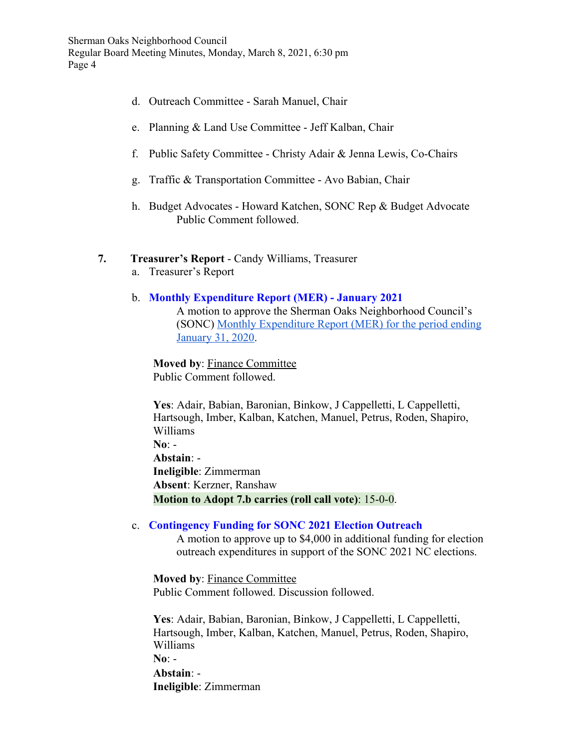d. Outreach Committee - Sarah Manuel, Chair

e. Planning & Land Use Committee - Jeff Kalban, Chair

f. Public Safety Committee - Christy Adair & Jenna Lewis, Co-Chairs

g. Traffic & Transportation Committee - Avo Babian, Chair

h. Budget Advocates - Howard Katchen, SONC Rep & Budget Advocate
   Public Comment followed.

**7. Treasurer's Report** - Candy Williams, Treasurer

a. Treasurer's Report

b. **Monthly Expenditure Report (MER) - January 2021**
   A motion to approve the Sherman Oaks Neighborhood Council's (SONC) Monthly Expenditure Report (MER) for the period ending January 31, 2020.

   **Moved by**: Finance Committee
   Public Comment followed.

   **Yes**: Adair, Babian, Baronian, Binkow, J Cappelletti, L Cappelletti, Hartsough, Imber, Kalban, Katchen, Manuel, Petrus, Roden, Shapiro, Williams
   **No**: -
   **Abstain**: -
   **Ineligible**: Zimmerman
   **Absent**: Kerzner, Ranshaw
   **Motion to Adopt 7.b carries (roll call vote)**: 15-0-0.

c. **Contingency Funding for SONC 2021 Election Outreach**
   A motion to approve up to $4,000 in additional funding for election outreach expenditures in support of the SONC 2021 NC elections.

   **Moved by**: Finance Committee
   Public Comment followed. Discussion followed.

   **Yes**: Adair, Babian, Baronian, Binkow, J Cappelletti, L Cappelletti, Hartsough, Imber, Kalban, Katchen, Manuel, Petrus, Roden, Shapiro, Williams
   **No**: -
   **Abstain**: -
   **Ineligible**: Zimmerman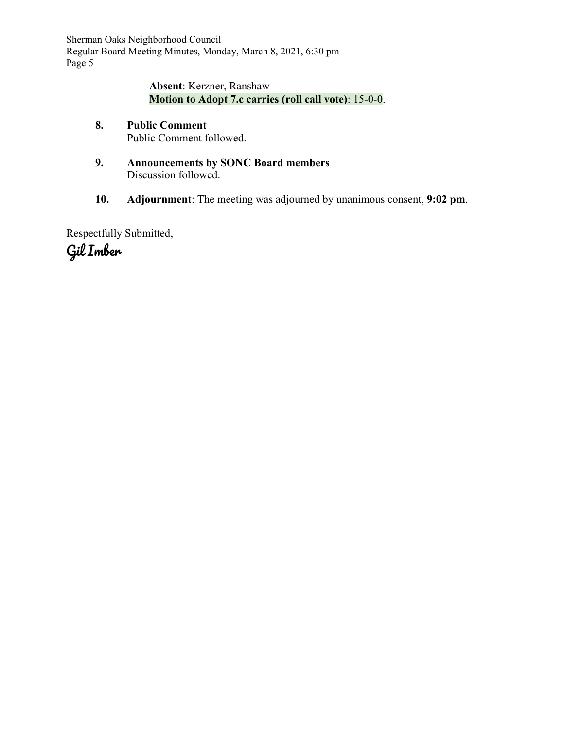**Absent**: Kerzner, Ranshaw
**Motion to Adopt 7.c carries (roll call vote)**: 15-0-0.

8. **Public Comment**
   Public Comment followed.

9. **Announcements by SONC Board members**
   Discussion followed.

10. **Adjournment**: The meeting was adjourned by unanimous consent, **9:02 pm**.

Respectfully Submitted,

Gil Imber